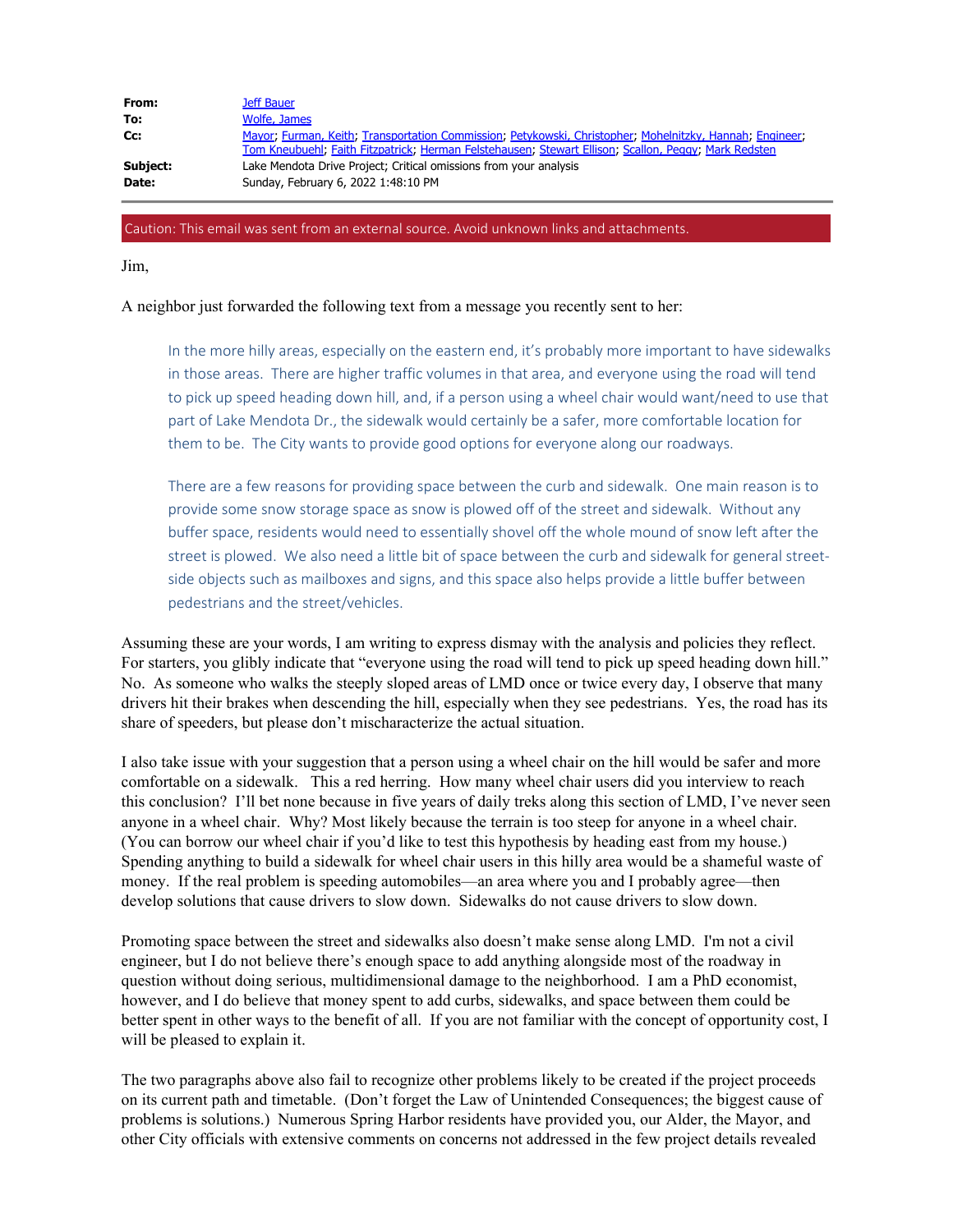| | |
|---|---|
| **From:** | Jeff Bauer |
| **To:** | Wolfe, James |
| **Cc:** | Mayor; Furman, Keith; Transportation Commission; Petykowski, Christopher; Mohelnitzky, Hannah; Engineer; Tom Kneubuehl; Faith Fitzpatrick; Herman Felstehausen; Stewart Ellison; Scallon, Peggy; Mark Redsten |
| **Subject:** | Lake Mendota Drive Project; Critical omissions from your analysis |
| **Date:** | Sunday, February 6, 2022 1:48:10 PM |

Caution: This email was sent from an external source. Avoid unknown links and attachments.

Jim,

A neighbor just forwarded the following text from a message you recently sent to her:

> In the more hilly areas, especially on the eastern end, it's probably more important to have sidewalks in those areas. There are higher traffic volumes in that area, and everyone using the road will tend to pick up speed heading down hill, and, if a person using a wheel chair would want/need to use that part of Lake Mendota Dr., the sidewalk would certainly be a safer, more comfortable location for them to be. The City wants to provide good options for everyone along our roadways.
>
> There are a few reasons for providing space between the curb and sidewalk. One main reason is to provide some snow storage space as snow is plowed off of the street and sidewalk. Without any buffer space, residents would need to essentially shovel off the whole mound of snow left after the street is plowed. We also need a little bit of space between the curb and sidewalk for general street-side objects such as mailboxes and signs, and this space also helps provide a little buffer between pedestrians and the street/vehicles.

Assuming these are your words, I am writing to express dismay with the analysis and policies they reflect. For starters, you glibly indicate that "everyone using the road will tend to pick up speed heading down hill." No. As someone who walks the steeply sloped areas of LMD once or twice every day, I observe that many drivers hit their brakes when descending the hill, especially when they see pedestrians. Yes, the road has its share of speeders, but please don't mischaracterize the actual situation.

I also take issue with your suggestion that a person using a wheel chair on the hill would be safer and more comfortable on a sidewalk. This a red herring. How many wheel chair users did you interview to reach this conclusion? I'll bet none because in five years of daily treks along this section of LMD, I've never seen anyone in a wheel chair. Why? Most likely because the terrain is too steep for anyone in a wheel chair. (You can borrow our wheel chair if you'd like to test this hypothesis by heading east from my house.) Spending anything to build a sidewalk for wheel chair users in this hilly area would be a shameful waste of money. If the real problem is speeding automobiles—an area where you and I probably agree—then develop solutions that cause drivers to slow down. Sidewalks do not cause drivers to slow down.

Promoting space between the street and sidewalks also doesn't make sense along LMD. I'm not a civil engineer, but I do not believe there's enough space to add anything alongside most of the roadway in question without doing serious, multidimensional damage to the neighborhood. I am a PhD economist, however, and I do believe that money spent to add curbs, sidewalks, and space between them could be better spent in other ways to the benefit of all. If you are not familiar with the concept of opportunity cost, I will be pleased to explain it.

The two paragraphs above also fail to recognize other problems likely to be created if the project proceeds on its current path and timetable. (Don't forget the Law of Unintended Consequences; the biggest cause of problems is solutions.) Numerous Spring Harbor residents have provided you, our Alder, the Mayor, and other City officials with extensive comments on concerns not addressed in the few project details revealed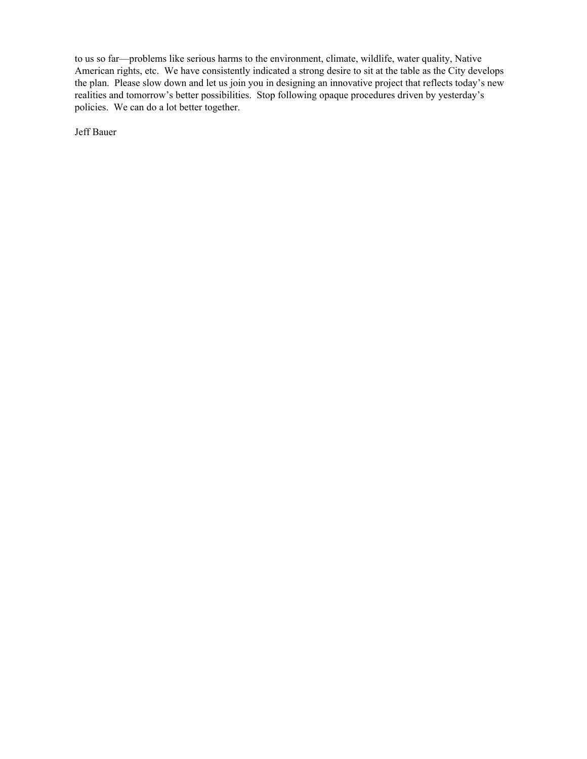to us so far—problems like serious harms to the environment, climate, wildlife, water quality, Native American rights, etc. We have consistently indicated a strong desire to sit at the table as the City develops the plan. Please slow down and let us join you in designing an innovative project that reflects today's new realities and tomorrow's better possibilities. Stop following opaque procedures driven by yesterday's policies. We can do a lot better together.

Jeff Bauer